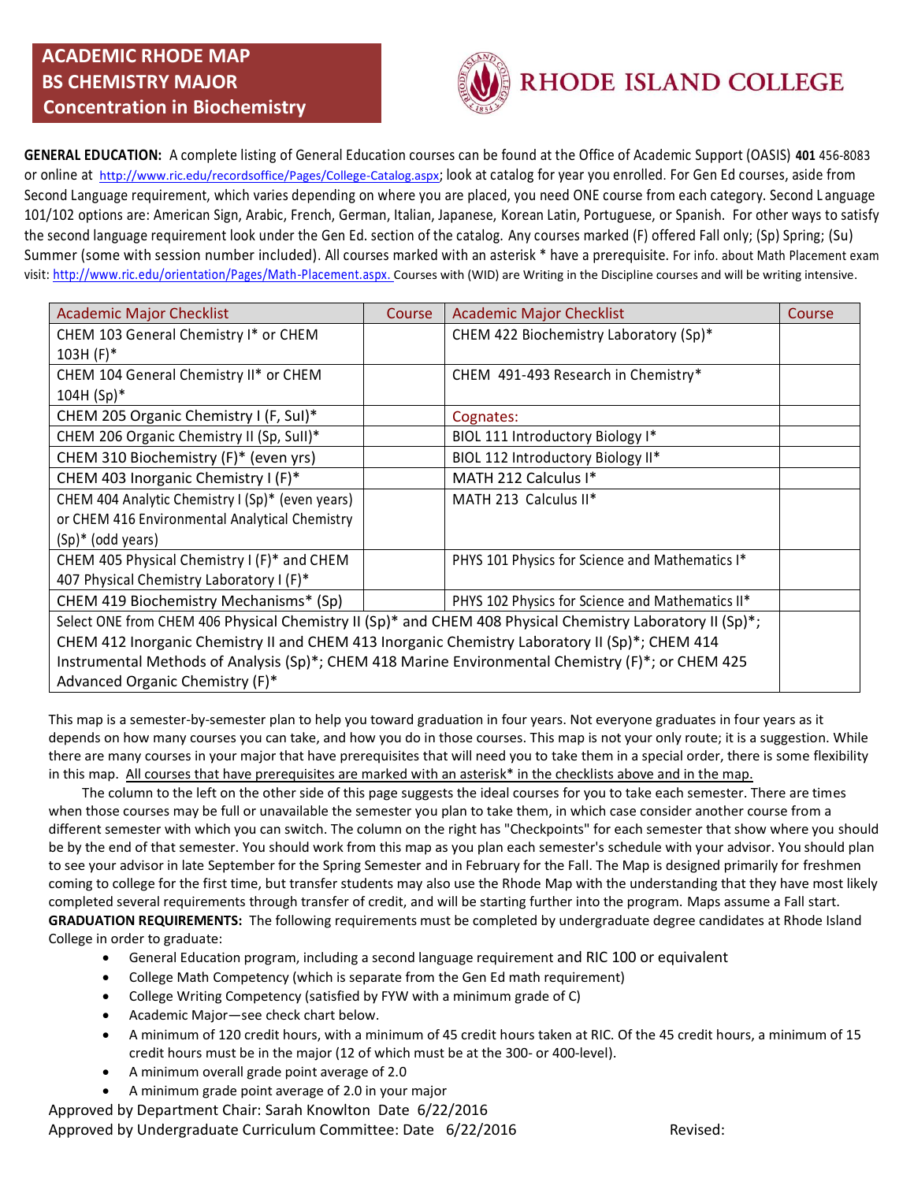# ACADEMIC RHODE MAP
## BS CHEMISTRY MAJOR
## Concentration in Biochemistry

RHODE ISLAND COLLEGE

**GENERAL EDUCATION:** A complete listing of General Education courses can be found at the Office of Academic Support (OASIS) **401** 456-8083 or online at http://www.ric.edu/recordsoffice/Pages/College-Catalog.aspx; look at catalog for year you enrolled. For Gen Ed courses, aside from Second Language requirement, which varies depending on where you are placed, you need ONE course from each category. Second Language 101/102 options are: American Sign, Arabic, French, German, Italian, Japanese, Korean Latin, Portuguese, or Spanish. For other ways to satisfy the second language requirement look under the Gen Ed. section of the catalog. Any courses marked (F) offered Fall only; (Sp) Spring; (Su) Summer (some with session number included). All courses marked with an asterisk * have a prerequisite. For info. about Math Placement exam visit: http://www.ric.edu/orientation/Pages/Math-Placement.aspx. Courses with (WID) are Writing in the Discipline courses and will be writing intensive.

| Academic Major Checklist | Course | Academic Major Checklist | Course |
|---|---|---|---|
| CHEM 103 General Chemistry I* or CHEM 103H (F)* | | CHEM 422 Biochemistry Laboratory (Sp)* | |
| CHEM 104 General Chemistry II* or CHEM 104H (Sp)* | | CHEM 491-493 Research in Chemistry* | |
| CHEM 205 Organic Chemistry I (F, SuI)* | | Cognates: | |
| CHEM 206 Organic Chemistry II (Sp, SuII)* | | BIOL 111 Introductory Biology I* | |
| CHEM 310 Biochemistry (F)* (even yrs) | | BIOL 112 Introductory Biology II* | |
| CHEM 403 Inorganic Chemistry I (F)* | | MATH 212 Calculus I* | |
| CHEM 404 Analytic Chemistry I (Sp)* (even years) or CHEM 416 Environmental Analytical Chemistry (Sp)* (odd years) | | MATH 213 Calculus II* | |
| CHEM 405 Physical Chemistry I (F)* and CHEM 407 Physical Chemistry Laboratory I (F)* | | PHYS 101 Physics for Science and Mathematics I* | |
| CHEM 419 Biochemistry Mechanisms* (Sp) | | PHYS 102 Physics for Science and Mathematics II* | |
| Select ONE from CHEM 406 Physical Chemistry II (Sp)* and CHEM 408 Physical Chemistry Laboratory II (Sp)*; CHEM 412 Inorganic Chemistry II and CHEM 413 Inorganic Chemistry Laboratory II (Sp)*; CHEM 414 Instrumental Methods of Analysis (Sp)*; CHEM 418 Marine Environmental Chemistry (F)*; or CHEM 425 Advanced Organic Chemistry (F)* | | | |

This map is a semester-by-semester plan to help you toward graduation in four years. Not everyone graduates in four years as it depends on how many courses you can take, and how you do in those courses. This map is not your only route; it is a suggestion. While there are many courses in your major that have prerequisites that will need you to take them in a special order, there is some flexibility in this map. <u>All courses that have prerequisites are marked with an asterisk* in the checklists above and in the map.</u>

The column to the left on the other side of this page suggests the ideal courses for you to take each semester. There are times when those courses may be full or unavailable the semester you plan to take them, in which case consider another course from a different semester with which you can switch. The column on the right has "Checkpoints" for each semester that show where you should be by the end of that semester. You should work from this map as you plan each semester's schedule with your advisor. You should plan to see your advisor in late September for the Spring Semester and in February for the Fall. The Map is designed primarily for freshmen coming to college for the first time, but transfer students may also use the Rhode Map with the understanding that they have most likely completed several requirements through transfer of credit, and will be starting further into the program. Maps assume a Fall start.

**GRADUATION REQUIREMENTS:** The following requirements must be completed by undergraduate degree candidates at Rhode Island College in order to graduate:

- General Education program, including a second language requirement and RIC 100 or equivalent
- College Math Competency (which is separate from the Gen Ed math requirement)
- College Writing Competency (satisfied by FYW with a minimum grade of C)
- Academic Major—see check chart below.
- A minimum of 120 credit hours, with a minimum of 45 credit hours taken at RIC. Of the 45 credit hours, a minimum of 15 credit hours must be in the major (12 of which must be at the 300- or 400-level).
- A minimum overall grade point average of 2.0
- A minimum grade point average of 2.0 in your major

Approved by Department Chair: Sarah Knowlton Date 6/22/2016

Approved by Undergraduate Curriculum Committee: Date 6/22/2016 Revised: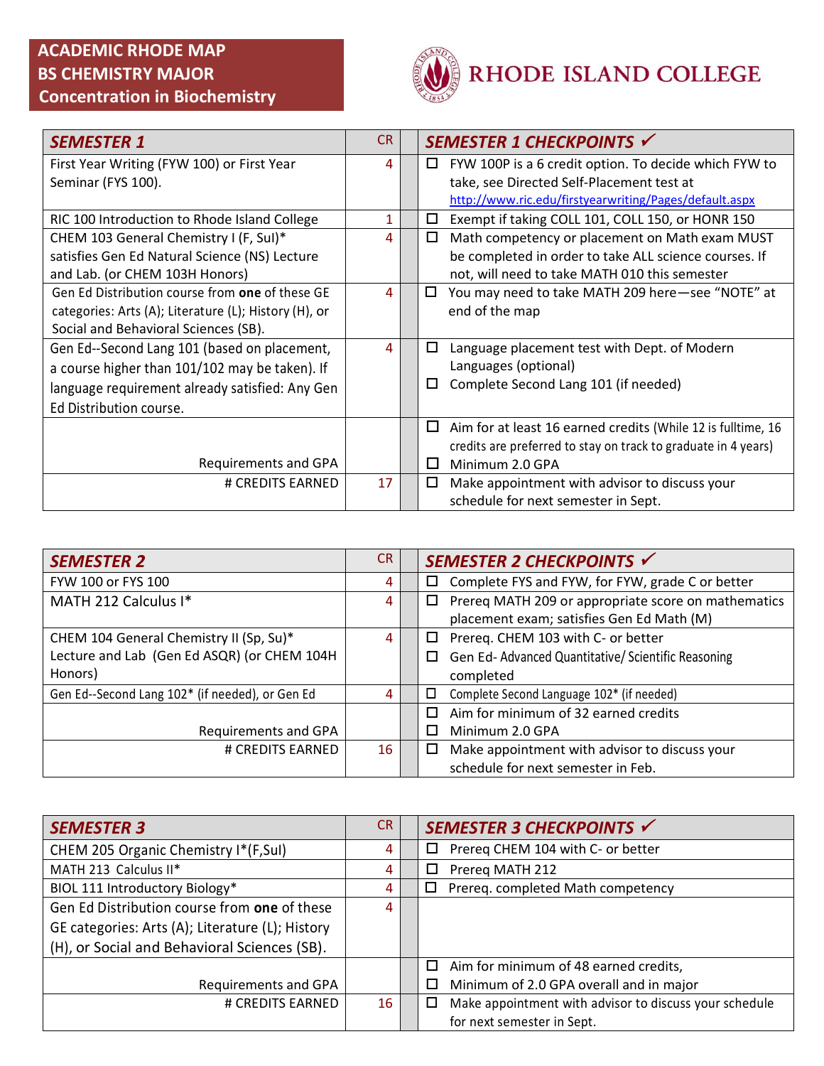# ACADEMIC RHODE MAP
## BS CHEMISTRY MAJOR
## Concentration in Biochemistry

RHODE ISLAND COLLEGE

| *SEMESTER 1* | CR | *SEMESTER 1 CHECKPOINTS* ✓ |
|---|---|---|
| First Year Writing (FYW 100) or First Year Seminar (FYS 100). | 4 | ☐ FYW 100P is a 6 credit option. To decide which FYW to take, see Directed Self-Placement test at http://www.ric.edu/firstyearwriting/Pages/default.aspx |
| RIC 100 Introduction to Rhode Island College | 1 | ☐ Exempt if taking COLL 101, COLL 150, or HONR 150 |
| CHEM 103 General Chemistry I (F, SuI)* satisfies Gen Ed Natural Science (NS) Lecture and Lab. (or CHEM 103H Honors) | 4 | ☐ Math competency or placement on Math exam MUST be completed in order to take ALL science courses. If not, will need to take MATH 010 this semester |
| Gen Ed Distribution course from **one** of these GE categories: Arts (A); Literature (L); History (H), or Social and Behavioral Sciences (SB). | 4 | ☐ You may need to take MATH 209 here—see "NOTE" at end of the map |
| Gen Ed--Second Lang 101 (based on placement, a course higher than 101/102 may be taken). If language requirement already satisfied: Any Gen Ed Distribution course. | 4 | ☐ Language placement test with Dept. of Modern Languages (optional)<br>☐ Complete Second Lang 101 (if needed) |
| Requirements and GPA | | ☐ Aim for at least 16 earned credits (While 12 is fulltime, 16 credits are preferred to stay on track to graduate in 4 years)<br>☐ Minimum 2.0 GPA |
| # CREDITS EARNED | 17 | ☐ Make appointment with advisor to discuss your schedule for next semester in Sept. |

| *SEMESTER 2* | CR | *SEMESTER 2 CHECKPOINTS* ✓ |
|---|---|---|
| FYW 100 or FYS 100 | 4 | ☐ Complete FYS and FYW, for FYW, grade C or better |
| MATH 212 Calculus I* | 4 | ☐ Prereq MATH 209 or appropriate score on mathematics placement exam; satisfies Gen Ed Math (M) |
| CHEM 104 General Chemistry II (Sp, Su)* Lecture and Lab (Gen Ed ASQR) (or CHEM 104H Honors) | 4 | ☐ Prereq. CHEM 103 with C- or better<br>☐ Gen Ed- Advanced Quantitative/ Scientific Reasoning completed |
| Gen Ed--Second Lang 102* (if needed), or Gen Ed | 4 | ☐ Complete Second Language 102* (if needed) |
| Requirements and GPA | | ☐ Aim for minimum of 32 earned credits<br>☐ Minimum 2.0 GPA |
| # CREDITS EARNED | 16 | ☐ Make appointment with advisor to discuss your schedule for next semester in Feb. |

| *SEMESTER 3* | CR | *SEMESTER 3 CHECKPOINTS* ✓ |
|---|---|---|
| CHEM 205 Organic Chemistry I*(F,SuI) | 4 | ☐ Prereq CHEM 104 with C- or better |
| MATH 213 Calculus II* | 4 | ☐ Prereq MATH 212 |
| BIOL 111 Introductory Biology* | 4 | ☐ Prereq. completed Math competency |
| Gen Ed Distribution course from **one** of these GE categories: Arts (A); Literature (L); History (H), or Social and Behavioral Sciences (SB). | 4 | |
| Requirements and GPA | | ☐ Aim for minimum of 48 earned credits,<br>☐ Minimum of 2.0 GPA overall and in major |
| # CREDITS EARNED | 16 | ☐ Make appointment with advisor to discuss your schedule for next semester in Sept. |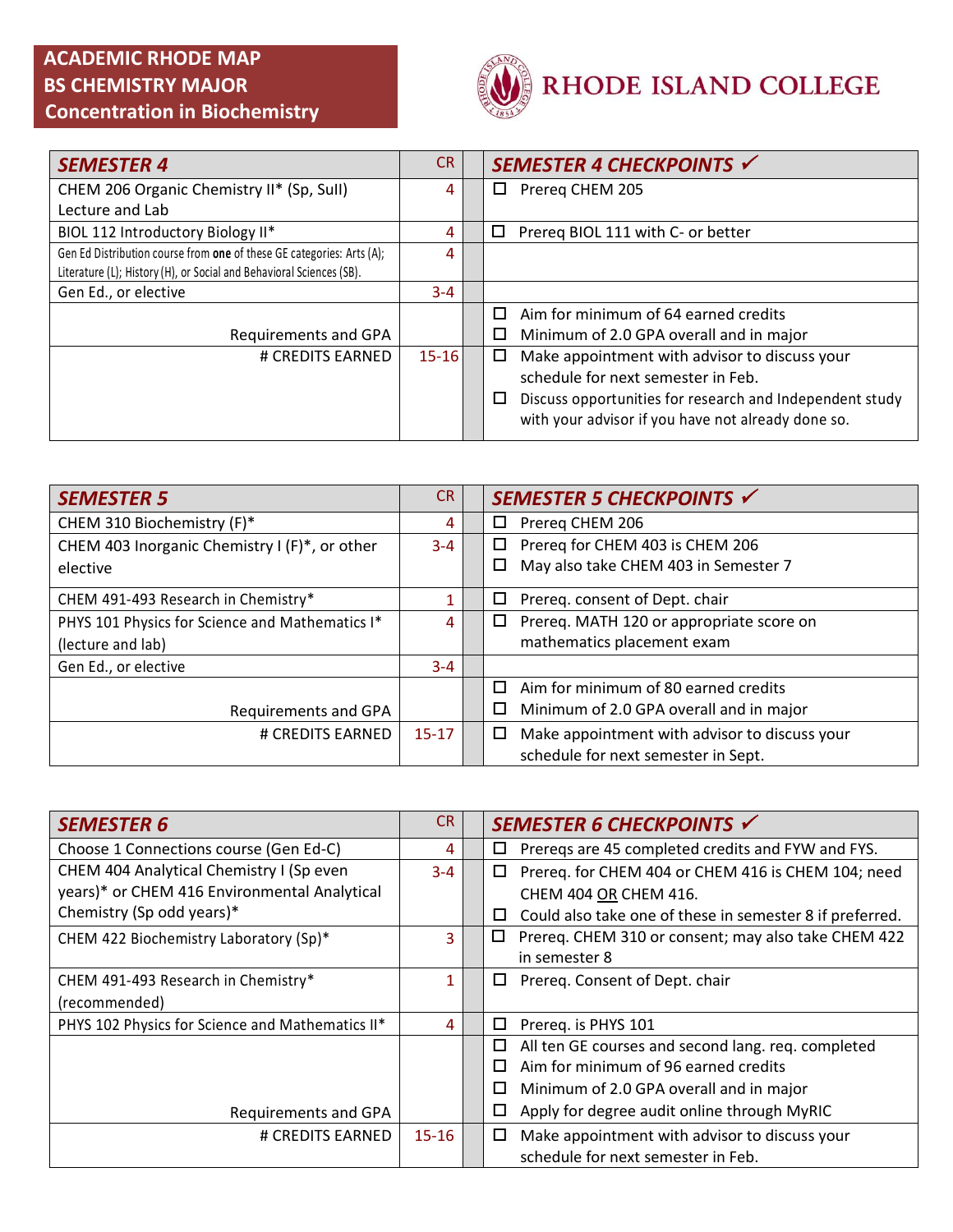# ACADEMIC RHODE MAP
## BS CHEMISTRY MAJOR
## Concentration in Biochemistry

RHODE ISLAND COLLEGE

| SEMESTER 4 | CR | SEMESTER 4 CHECKPOINTS ✓ |
|---|---|---|
| CHEM 206 Organic Chemistry II* (Sp, SuII) Lecture and Lab | 4 | ☐ Prereq CHEM 205 |
| BIOL 112 Introductory Biology II* | 4 | ☐ Prereq BIOL 111 with C- or better |
| Gen Ed Distribution course from **one** of these GE categories: Arts (A); Literature (L); History (H), or Social and Behavioral Sciences (SB). | 4 | |
| Gen Ed., or elective | 3-4 | |
| Requirements and GPA | | ☐ Aim for minimum of 64 earned credits<br>☐ Minimum of 2.0 GPA overall and in major |
| # CREDITS EARNED | 15-16 | ☐ Make appointment with advisor to discuss your schedule for next semester in Feb.<br>☐ Discuss opportunities for research and Independent study with your advisor if you have not already done so. |

| SEMESTER 5 | CR | SEMESTER 5 CHECKPOINTS ✓ |
|---|---|---|
| CHEM 310 Biochemistry (F)* | 4 | ☐ Prereq CHEM 206 |
| CHEM 403 Inorganic Chemistry I (F)*, or other elective | 3-4 | ☐ Prereq for CHEM 403 is CHEM 206<br>☐ May also take CHEM 403 in Semester 7 |
| CHEM 491-493 Research in Chemistry* | 1 | ☐ Prereq. consent of Dept. chair |
| PHYS 101 Physics for Science and Mathematics I* (lecture and lab) | 4 | ☐ Prereq. MATH 120 or appropriate score on mathematics placement exam |
| Gen Ed., or elective | 3-4 | |
| Requirements and GPA | | ☐ Aim for minimum of 80 earned credits<br>☐ Minimum of 2.0 GPA overall and in major |
| # CREDITS EARNED | 15-17 | ☐ Make appointment with advisor to discuss your schedule for next semester in Sept. |

| SEMESTER 6 | CR | SEMESTER 6 CHECKPOINTS ✓ |
|---|---|---|
| Choose 1 Connections course (Gen Ed-C) | 4 | ☐ Prereqs are 45 completed credits and FYW and FYS. |
| CHEM 404 Analytical Chemistry I (Sp even years)* or CHEM 416 Environmental Analytical Chemistry (Sp odd years)* | 3-4 | ☐ Prereq. for CHEM 404 or CHEM 416 is CHEM 104; need CHEM 404 OR CHEM 416.<br>☐ Could also take one of these in semester 8 if preferred. |
| CHEM 422 Biochemistry Laboratory (Sp)* | 3 | ☐ Prereq. CHEM 310 or consent; may also take CHEM 422 in semester 8 |
| CHEM 491-493 Research in Chemistry* (recommended) | 1 | ☐ Prereq. Consent of Dept. chair |
| PHYS 102 Physics for Science and Mathematics II* | 4 | ☐ Prereq. is PHYS 101 |
| Requirements and GPA | | ☐ All ten GE courses and second lang. req. completed<br>☐ Aim for minimum of 96 earned credits<br>☐ Minimum of 2.0 GPA overall and in major<br>☐ Apply for degree audit online through MyRIC |
| # CREDITS EARNED | 15-16 | ☐ Make appointment with advisor to discuss your schedule for next semester in Feb. |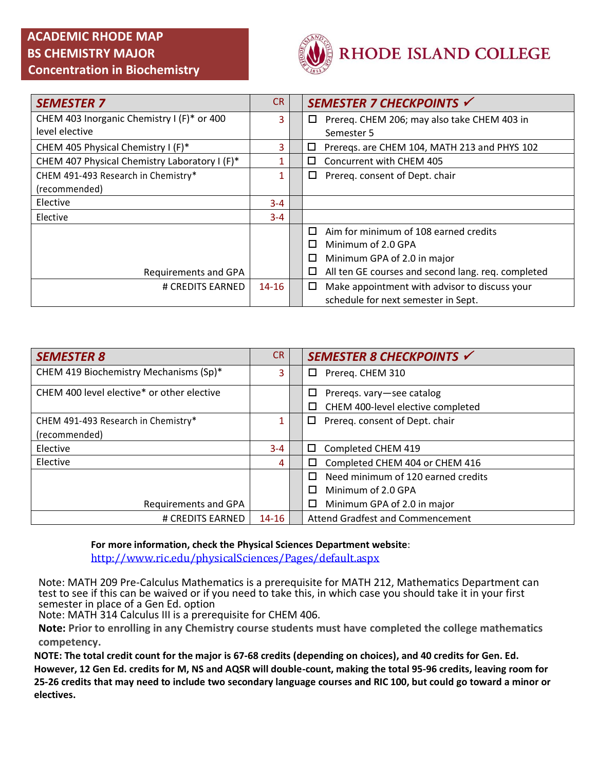# ACADEMIC RHODE MAP
# BS CHEMISTRY MAJOR
# Concentration in Biochemistry

RHODE ISLAND COLLEGE

| *SEMESTER 7* | CR | | *SEMESTER 7 CHECKPOINTS* ✓ |
|---|---|---|---|
| CHEM 403 Inorganic Chemistry I (F)* or 400 level elective | 3 | | ☐ Prereq. CHEM 206; may also take CHEM 403 in Semester 5 |
| CHEM 405 Physical Chemistry I (F)* | 3 | | ☐ Prereqs. are CHEM 104, MATH 213 and PHYS 102 |
| CHEM 407 Physical Chemistry Laboratory I (F)* | 1 | | ☐ Concurrent with CHEM 405 |
| CHEM 491-493 Research in Chemistry* (recommended) | 1 | | ☐ Prereq. consent of Dept. chair |
| Elective | 3-4 | | |
| Elective | 3-4 | | |
| Requirements and GPA | | | ☐ Aim for minimum of 108 earned credits<br>☐ Minimum of 2.0 GPA<br>☐ Minimum GPA of 2.0 in major<br>☐ All ten GE courses and second lang. req. completed |
| # CREDITS EARNED | 14-16 | | ☐ Make appointment with advisor to discuss your schedule for next semester in Sept. |

| *SEMESTER 8* | CR | | *SEMESTER 8 CHECKPOINTS* ✓ |
|---|---|---|---|
| CHEM 419 Biochemistry Mechanisms (Sp)* | 3 | | ☐ Prereq. CHEM 310 |
| CHEM 400 level elective* or other elective | | | ☐ Prereqs. vary—see catalog<br>☐ CHEM 400-level elective completed |
| CHEM 491-493 Research in Chemistry* (recommended) | 1 | | ☐ Prereq. consent of Dept. chair |
| Elective | 3-4 | | ☐ Completed CHEM 419 |
| Elective | 4 | | ☐ Completed CHEM 404 or CHEM 416 |
| Requirements and GPA | | | ☐ Need minimum of 120 earned credits<br>☐ Minimum of 2.0 GPA<br>☐ Minimum GPA of 2.0 in major |
| # CREDITS EARNED | 14-16 | | Attend Gradfest and Commencement |

**For more information, check the Physical Sciences Department website**:
http://www.ric.edu/physicalSciences/Pages/default.aspx

Note: MATH 209 Pre-Calculus Mathematics is a prerequisite for MATH 212, Mathematics Department can test to see if this can be waived or if you need to take this, in which case you should take it in your first semester in place of a Gen Ed. option

Note: MATH 314 Calculus III is a prerequisite for CHEM 406.

**Note: Prior to enrolling in any Chemistry course students must have completed the college mathematics competency.**

**NOTE: The total credit count for the major is 67-68 credits (depending on choices), and 40 credits for Gen. Ed. However, 12 Gen Ed. credits for M, NS and AQSR will double-count, making the total 95-96 credits, leaving room for 25-26 credits that may need to include two secondary language courses and RIC 100, but could go toward a minor or electives.**